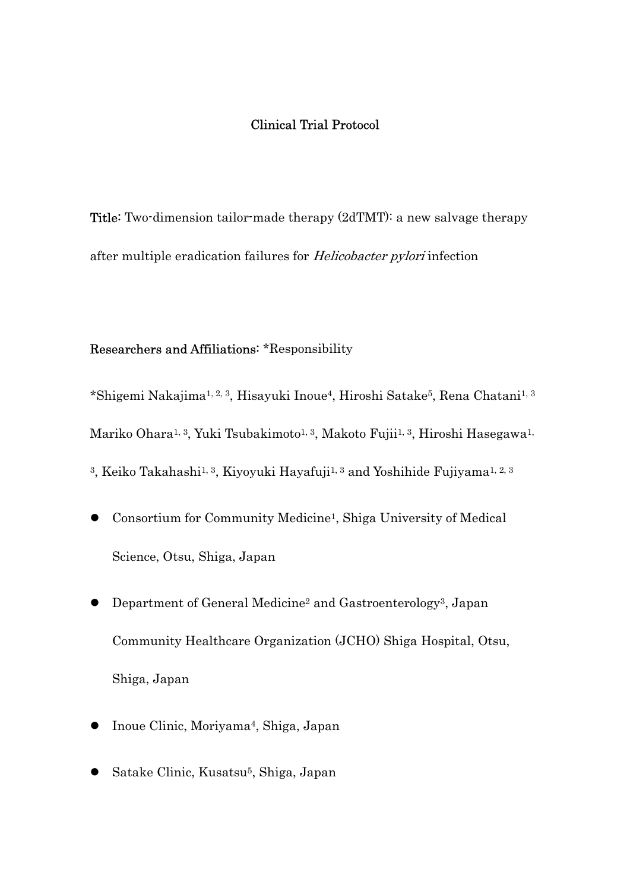# Clinical Trial Protocol

**Title:** Two-dimension tailor-made therapy (2dTMT): a new salvage therapy after multiple eradication failures for *Helicobacter pylori* infection

**Researchers and Affiliations:** *Responsibility

*Shigemi Nakajima[1, 2, 3], Hisayuki Inoue[4], Hiroshi Satake[5], Rena Chatani[1, 3] Mariko Ohara[1, 3], Yuki Tsubakimoto[1, 3], Makoto Fujii[1, 3], Hiroshi Hasegawa[1, 3], Keiko Takahashi[1, 3], Kiyoyuki Hayafuji[1, 3] and Yoshihide Fujiyama[1, 2, 3]

- Consortium for Community Medicine[1], Shiga University of Medical Science, Otsu, Shiga, Japan
- Department of General Medicine[2] and Gastroenterology[3], Japan Community Healthcare Organization (JCHO) Shiga Hospital, Otsu, Shiga, Japan
- Inoue Clinic, Moriyama[4], Shiga, Japan
- Satake Clinic, Kusatsu[5], Shiga, Japan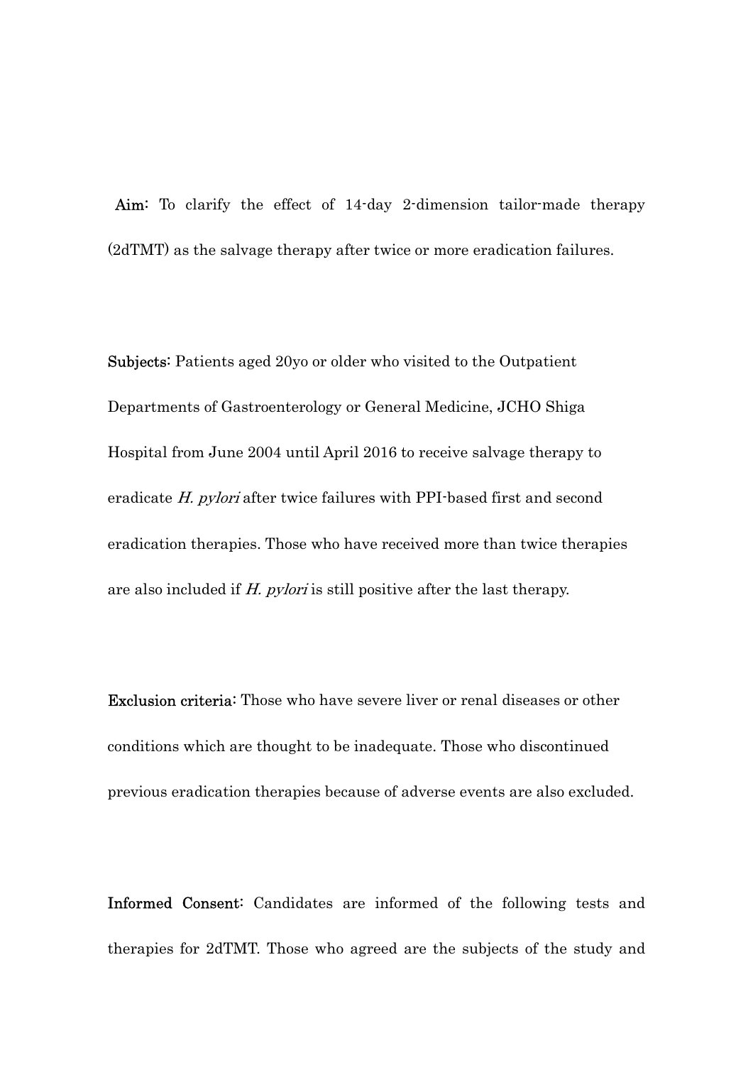**Aim:** To clarify the effect of 14-day 2-dimension tailor-made therapy (2dTMT) as the salvage therapy after twice or more eradication failures.

**Subjects:** Patients aged 20yo or older who visited to the Outpatient Departments of Gastroenterology or General Medicine, JCHO Shiga Hospital from June 2004 until April 2016 to receive salvage therapy to eradicate *H. pylori* after twice failures with PPI-based first and second eradication therapies. Those who have received more than twice therapies are also included if *H. pylori* is still positive after the last therapy.

**Exclusion criteria:** Those who have severe liver or renal diseases or other conditions which are thought to be inadequate. Those who discontinued previous eradication therapies because of adverse events are also excluded.

**Informed Consent:** Candidates are informed of the following tests and therapies for 2dTMT. Those who agreed are the subjects of the study and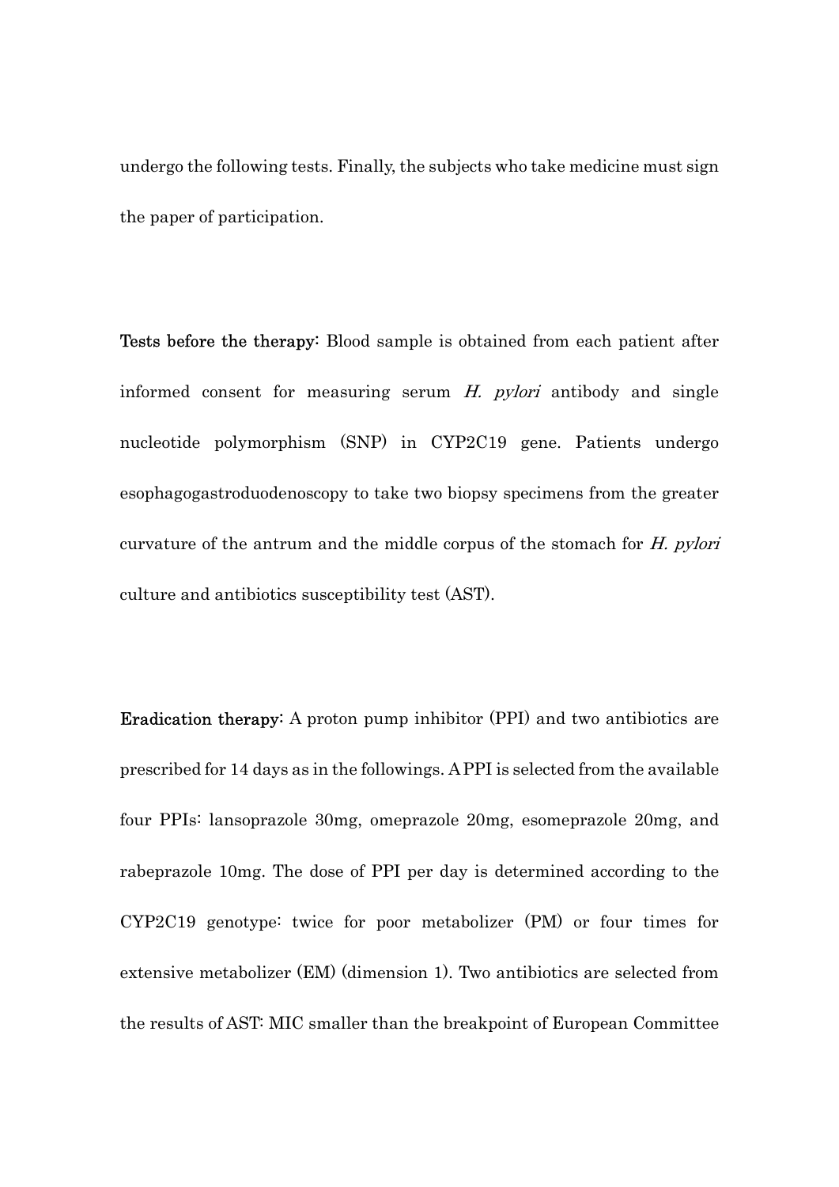undergo the following tests. Finally, the subjects who take medicine must sign the paper of participation.

**Tests before the therapy:** Blood sample is obtained from each patient after informed consent for measuring serum *H. pylori* antibody and single nucleotide polymorphism (SNP) in CYP2C19 gene. Patients undergo esophagogastroduodenoscopy to take two biopsy specimens from the greater curvature of the antrum and the middle corpus of the stomach for *H. pylori* culture and antibiotics susceptibility test (AST).

**Eradication therapy:** A proton pump inhibitor (PPI) and two antibiotics are prescribed for 14 days as in the followings. A PPI is selected from the available four PPIs: lansoprazole 30mg, omeprazole 20mg, esomeprazole 20mg, and rabeprazole 10mg. The dose of PPI per day is determined according to the CYP2C19 genotype: twice for poor metabolizer (PM) or four times for extensive metabolizer (EM) (dimension 1). Two antibiotics are selected from the results of AST: MIC smaller than the breakpoint of European Committee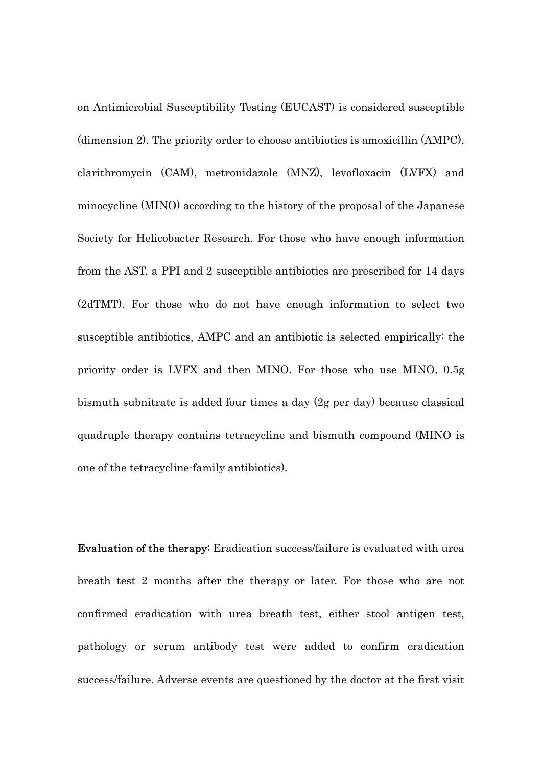on Antimicrobial Susceptibility Testing (EUCAST) is considered susceptible (dimension 2). The priority order to choose antibiotics is amoxicillin (AMPC), clarithromycin (CAM), metronidazole (MNZ), levofloxacin (LVFX) and minocycline (MINO) according to the history of the proposal of the Japanese Society for Helicobacter Research. For those who have enough information from the AST, a PPI and 2 susceptible antibiotics are prescribed for 14 days (2dTMT). For those who do not have enough information to select two susceptible antibiotics, AMPC and an antibiotic is selected empirically: the priority order is LVFX and then MINO. For those who use MINO, 0.5g bismuth subnitrate is added four times a day (2g per day) because classical quadruple therapy contains tetracycline and bismuth compound (MINO is one of the tetracycline-family antibiotics).

**Evaluation of the therapy:** Eradication success/failure is evaluated with urea breath test 2 months after the therapy or later. For those who are not confirmed eradication with urea breath test, either stool antigen test, pathology or serum antibody test were added to confirm eradication success/failure. Adverse events are questioned by the doctor at the first visit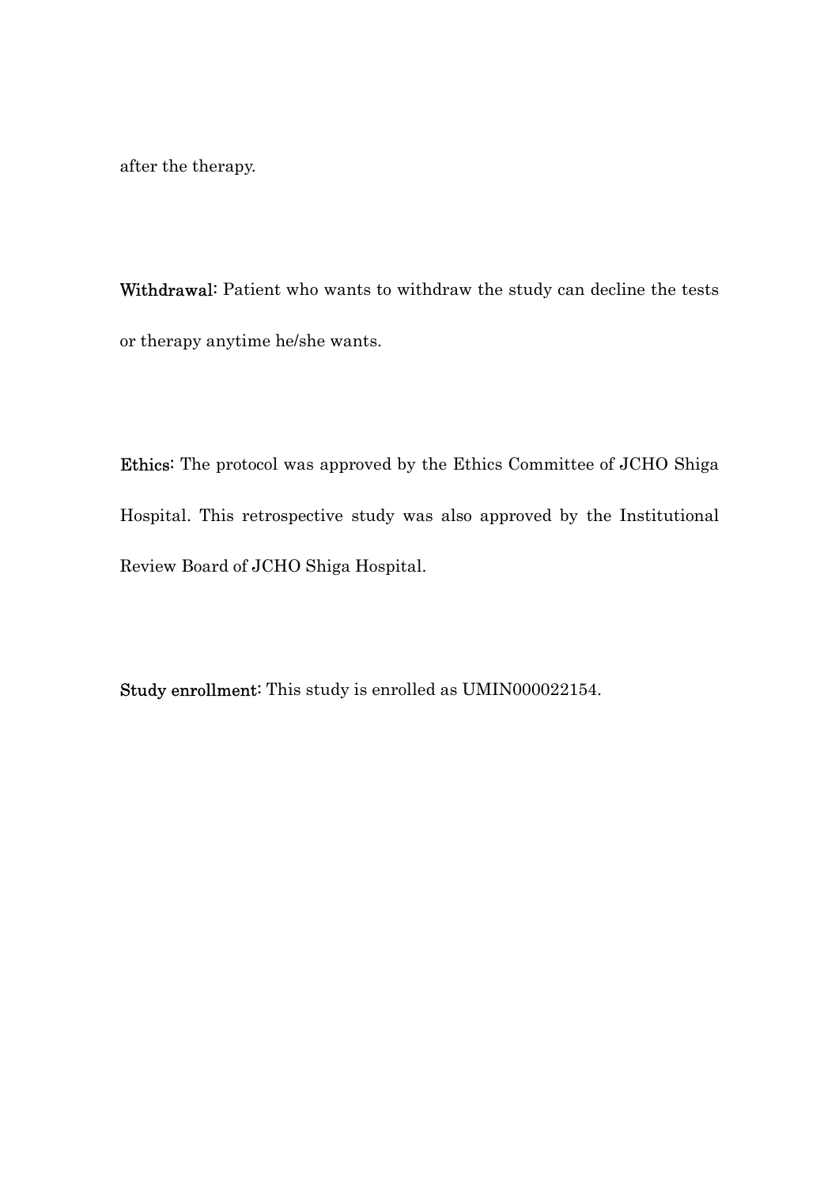after the therapy.

**Withdrawal:** Patient who wants to withdraw the study can decline the tests or therapy anytime he/she wants.

**Ethics:** The protocol was approved by the Ethics Committee of JCHO Shiga Hospital. This retrospective study was also approved by the Institutional Review Board of JCHO Shiga Hospital.

**Study enrollment:** This study is enrolled as UMIN000022154.